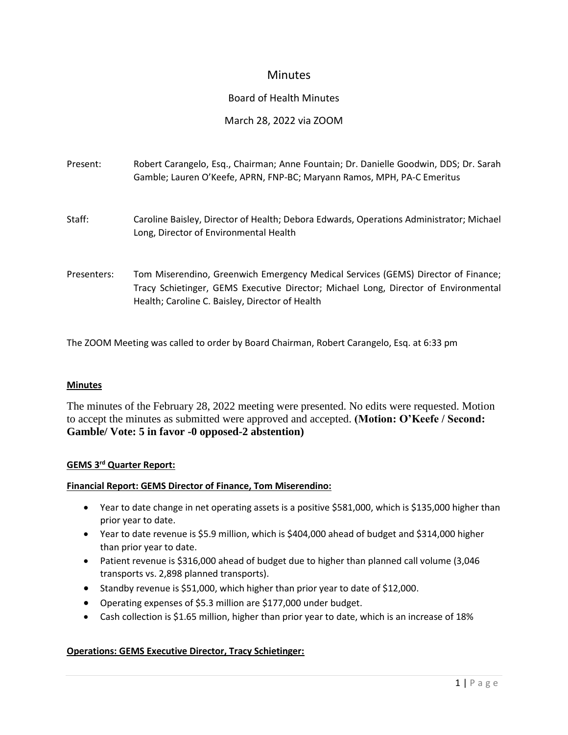# Minutes

## Board of Health Minutes

March 28, 2022 via ZOOM

Present: Robert Carangelo, Esq., Chairman; Anne Fountain; Dr. Danielle Goodwin, DDS; Dr. Sarah Gamble; Lauren O'Keefe, APRN, FNP-BC; Maryann Ramos, MPH, PA-C Emeritus

Staff: Caroline Baisley, Director of Health; Debora Edwards, Operations Administrator; Michael Long, Director of Environmental Health

Presenters: Tom Miserendino, Greenwich Emergency Medical Services (GEMS) Director of Finance; Tracy Schietinger, GEMS Executive Director; Michael Long, Director of Environmental Health; Caroline C. Baisley, Director of Health

The ZOOM Meeting was called to order by Board Chairman, Robert Carangelo, Esq. at 6:33 pm

**Minutes**

The minutes of the February 28, 2022 meeting were presented. No edits were requested. Motion to accept the minutes as submitted were approved and accepted. **(Motion: O'Keefe / Second: Gamble/ Vote: 5 in favor -0 opposed-2 abstention)**

**GEMS 3rd Quarter Report:**

**Financial Report: GEMS Director of Finance, Tom Miserendino:**

- Year to date change in net operating assets is a positive $581,000, which is $135,000 higher than prior year to date.
- Year to date revenue is $5.9 million, which is $404,000 ahead of budget and $314,000 higher than prior year to date.
- Patient revenue is $316,000 ahead of budget due to higher than planned call volume (3,046 transports vs. 2,898 planned transports).
- Standby revenue is $51,000, which higher than prior year to date of $12,000.
- Operating expenses of $5.3 million are $177,000 under budget.
- Cash collection is $1.65 million, higher than prior year to date, which is an increase of 18%

**Operations: GEMS Executive Director, Tracy Schietinger:**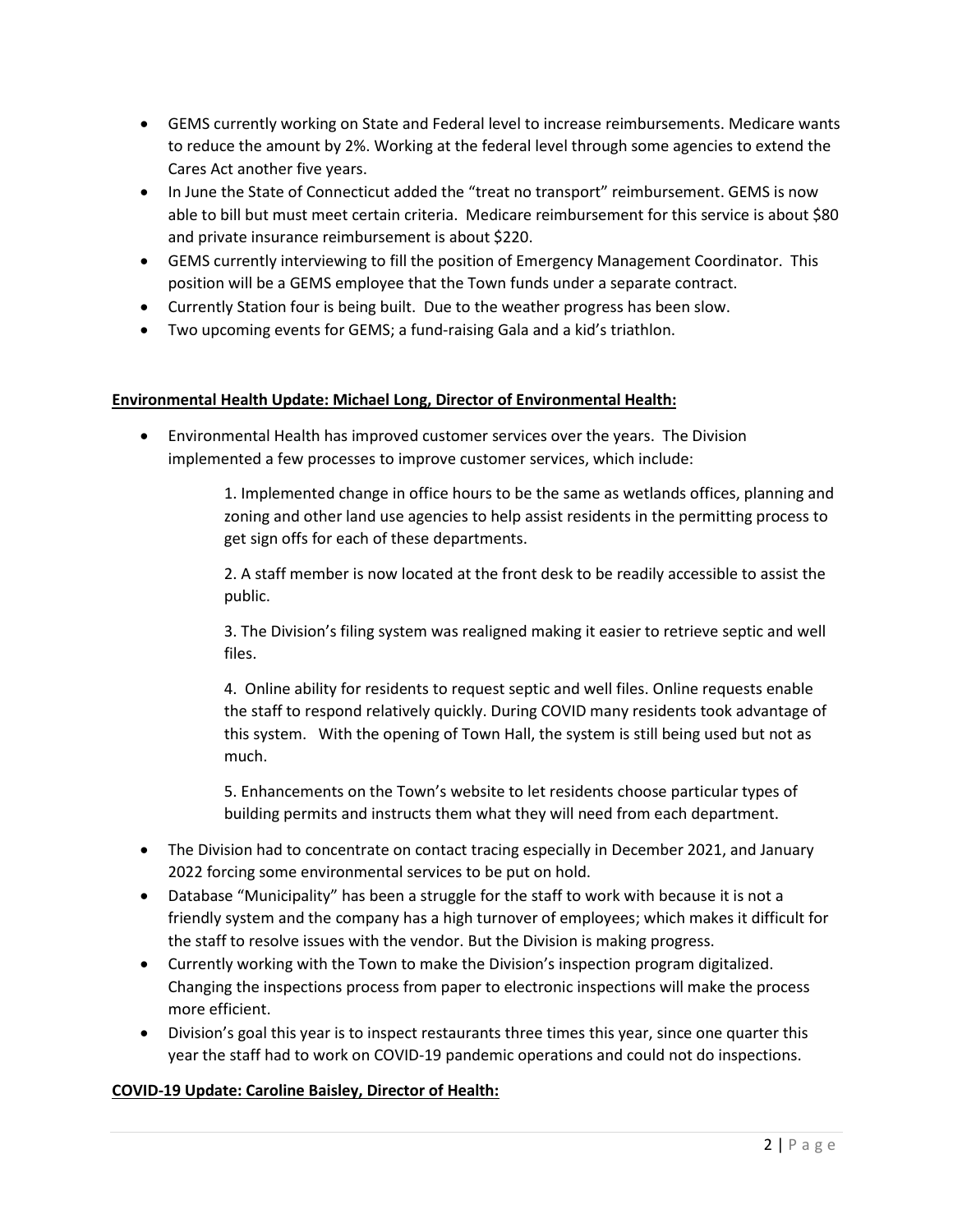- GEMS currently working on State and Federal level to increase reimbursements. Medicare wants to reduce the amount by 2%. Working at the federal level through some agencies to extend the Cares Act another five years.
- In June the State of Connecticut added the "treat no transport" reimbursement. GEMS is now able to bill but must meet certain criteria. Medicare reimbursement for this service is about $80 and private insurance reimbursement is about $220.
- GEMS currently interviewing to fill the position of Emergency Management Coordinator. This position will be a GEMS employee that the Town funds under a separate contract.
- Currently Station four is being built. Due to the weather progress has been slow.
- Two upcoming events for GEMS; a fund-raising Gala and a kid's triathlon.

**Environmental Health Update: Michael Long, Director of Environmental Health:**

- Environmental Health has improved customer services over the years. The Division implemented a few processes to improve customer services, which include:

    1. Implemented change in office hours to be the same as wetlands offices, planning and zoning and other land use agencies to help assist residents in the permitting process to get sign offs for each of these departments.

    2. A staff member is now located at the front desk to be readily accessible to assist the public.

    3. The Division's filing system was realigned making it easier to retrieve septic and well files.

    4. Online ability for residents to request septic and well files. Online requests enable the staff to respond relatively quickly. During COVID many residents took advantage of this system. With the opening of Town Hall, the system is still being used but not as much.

    5. Enhancements on the Town's website to let residents choose particular types of building permits and instructs them what they will need from each department.

- The Division had to concentrate on contact tracing especially in December 2021, and January 2022 forcing some environmental services to be put on hold.
- Database "Municipality" has been a struggle for the staff to work with because it is not a friendly system and the company has a high turnover of employees; which makes it difficult for the staff to resolve issues with the vendor. But the Division is making progress.
- Currently working with the Town to make the Division's inspection program digitalized. Changing the inspections process from paper to electronic inspections will make the process more efficient.
- Division's goal this year is to inspect restaurants three times this year, since one quarter this year the staff had to work on COVID-19 pandemic operations and could not do inspections.

**COVID-19 Update: Caroline Baisley, Director of Health:**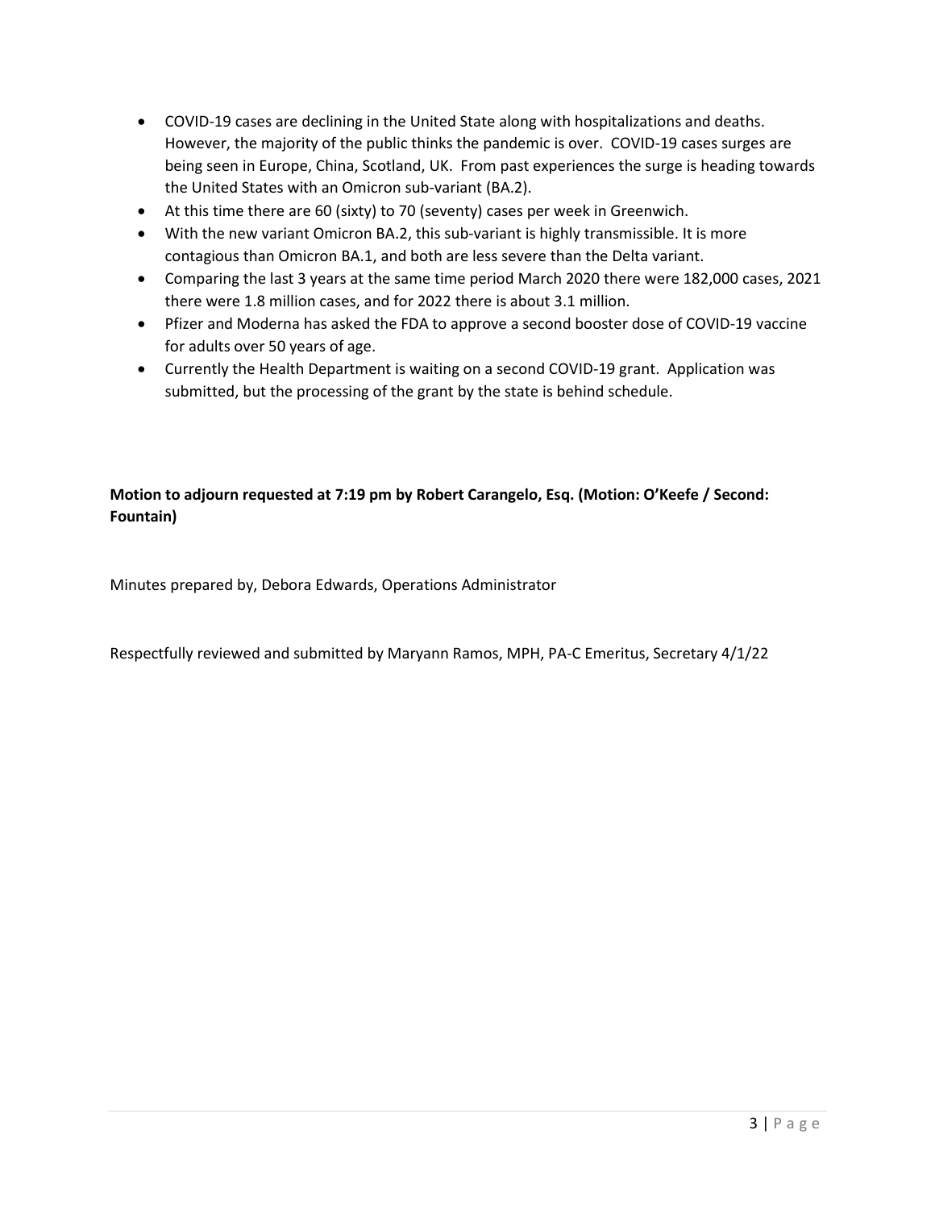- COVID-19 cases are declining in the United State along with hospitalizations and deaths. However, the majority of the public thinks the pandemic is over. COVID-19 cases surges are being seen in Europe, China, Scotland, UK. From past experiences the surge is heading towards the United States with an Omicron sub-variant (BA.2).
- At this time there are 60 (sixty) to 70 (seventy) cases per week in Greenwich.
- With the new variant Omicron BA.2, this sub-variant is highly transmissible. It is more contagious than Omicron BA.1, and both are less severe than the Delta variant.
- Comparing the last 3 years at the same time period March 2020 there were 182,000 cases, 2021 there were 1.8 million cases, and for 2022 there is about 3.1 million.
- Pfizer and Moderna has asked the FDA to approve a second booster dose of COVID-19 vaccine for adults over 50 years of age.
- Currently the Health Department is waiting on a second COVID-19 grant. Application was submitted, but the processing of the grant by the state is behind schedule.

**Motion to adjourn requested at 7:19 pm by Robert Carangelo, Esq. (Motion: O'Keefe / Second: Fountain)**

Minutes prepared by, Debora Edwards, Operations Administrator

Respectfully reviewed and submitted by Maryann Ramos, MPH, PA-C Emeritus, Secretary 4/1/22